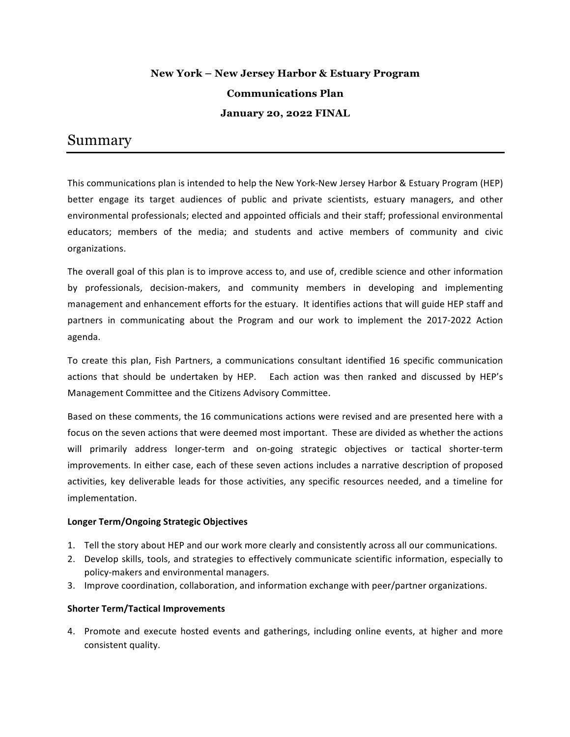**New York – New Jersey Harbor & Estuary Program**

**Communications Plan**

**January 20, 2022 FINAL**

# Summary

This communications plan is intended to help the New York-New Jersey Harbor & Estuary Program (HEP) better engage its target audiences of public and private scientists, estuary managers, and other environmental professionals; elected and appointed officials and their staff; professional environmental educators; members of the media; and students and active members of community and civic organizations.

The overall goal of this plan is to improve access to, and use of, credible science and other information by professionals, decision-makers, and community members in developing and implementing management and enhancement efforts for the estuary. It identifies actions that will guide HEP staff and partners in communicating about the Program and our work to implement the 2017-2022 Action agenda.

To create this plan, Fish Partners, a communications consultant identified 16 specific communication actions that should be undertaken by HEP. Each action was then ranked and discussed by HEP's Management Committee and the Citizens Advisory Committee.

Based on these comments, the 16 communications actions were revised and are presented here with a focus on the seven actions that were deemed most important. These are divided as whether the actions will primarily address longer-term and on-going strategic objectives or tactical shorter-term improvements. In either case, each of these seven actions includes a narrative description of proposed activities, key deliverable leads for those activities, any specific resources needed, and a timeline for implementation.

**Longer Term/Ongoing Strategic Objectives**

1. Tell the story about HEP and our work more clearly and consistently across all our communications.
2. Develop skills, tools, and strategies to effectively communicate scientific information, especially to policy-makers and environmental managers.
3. Improve coordination, collaboration, and information exchange with peer/partner organizations.

**Shorter Term/Tactical Improvements**

4. Promote and execute hosted events and gatherings, including online events, at higher and more consistent quality.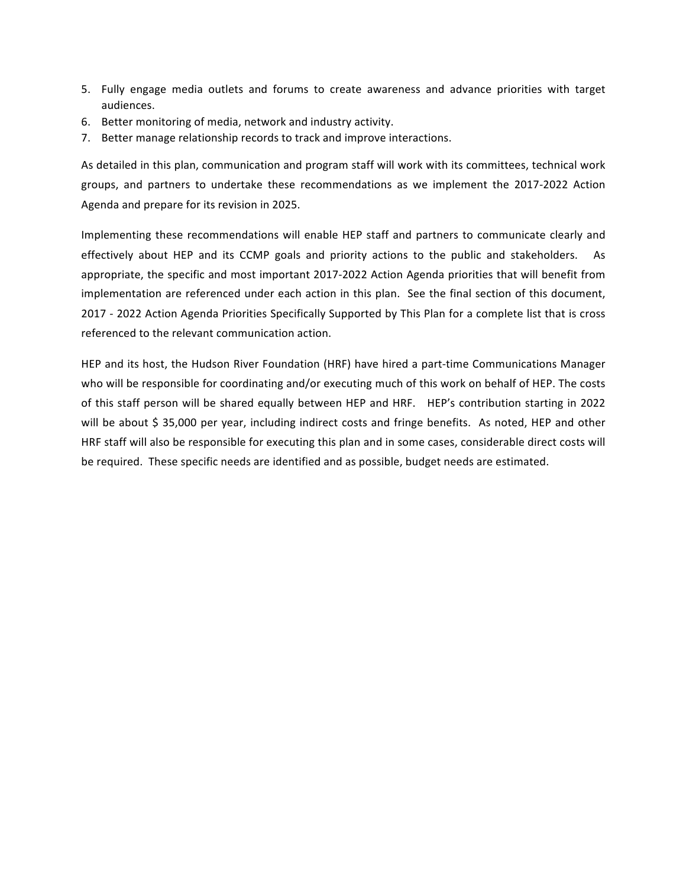5. Fully engage media outlets and forums to create awareness and advance priorities with target audiences.
6. Better monitoring of media, network and industry activity.
7. Better manage relationship records to track and improve interactions.

As detailed in this plan, communication and program staff will work with its committees, technical work groups, and partners to undertake these recommendations as we implement the 2017-2022 Action Agenda and prepare for its revision in 2025.

Implementing these recommendations will enable HEP staff and partners to communicate clearly and effectively about HEP and its CCMP goals and priority actions to the public and stakeholders. As appropriate, the specific and most important 2017-2022 Action Agenda priorities that will benefit from implementation are referenced under each action in this plan. See the final section of this document, 2017 - 2022 Action Agenda Priorities Specifically Supported by This Plan for a complete list that is cross referenced to the relevant communication action.

HEP and its host, the Hudson River Foundation (HRF) have hired a part-time Communications Manager who will be responsible for coordinating and/or executing much of this work on behalf of HEP. The costs of this staff person will be shared equally between HEP and HRF. HEP's contribution starting in 2022 will be about $ 35,000 per year, including indirect costs and fringe benefits. As noted, HEP and other HRF staff will also be responsible for executing this plan and in some cases, considerable direct costs will be required. These specific needs are identified and as possible, budget needs are estimated.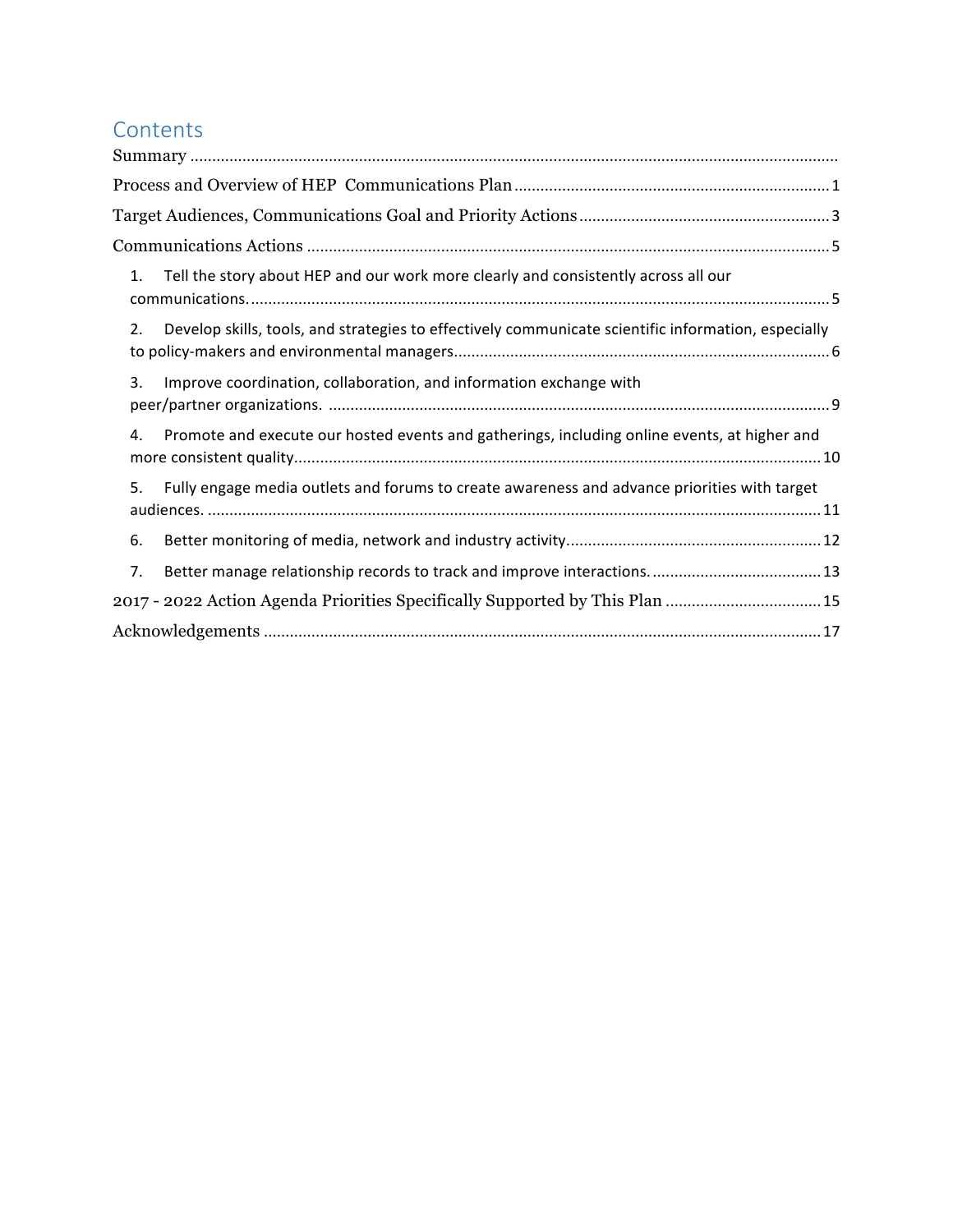# Contents

Summary ....................................................................................................................................

Process and Overview of HEP Communications Plan ........................................................................ 1

Target Audiences, Communications Goal and Priority Actions ......................................................... 3

Communications Actions ........................................................................................................ 5

1. Tell the story about HEP and our work more clearly and consistently across all our communications. ..................................................................................................................... 5

2. Develop skills, tools, and strategies to effectively communicate scientific information, especially to policy-makers and environmental managers...................................................................................... 6

3. Improve coordination, collaboration, and information exchange with peer/partner organizations. ................................................................................................................... 9

4. Promote and execute our hosted events and gatherings, including online events, at higher and more consistent quality......................................................................................................... 10

5. Fully engage media outlets and forums to create awareness and advance priorities with target audiences. ............................................................................................................................ 11

6. Better monitoring of media, network and industry activity.......................................................... 12

7. Better manage relationship records to track and improve interactions. ....................................... 13

2017 - 2022 Action Agenda Priorities Specifically Supported by This Plan .................................... 15

Acknowledgements ............................................................................................................... 17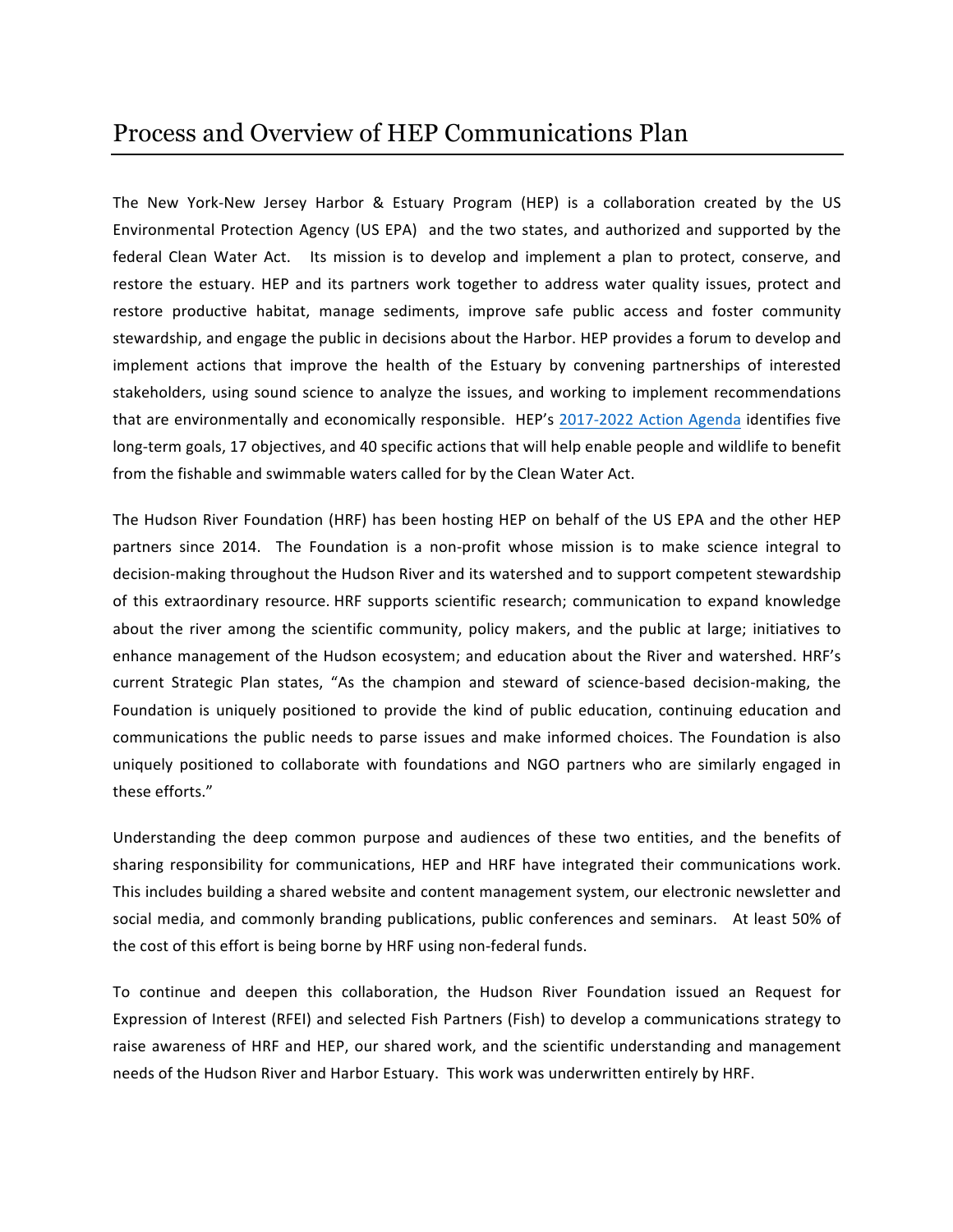# Process and Overview of HEP Communications Plan

The New York-New Jersey Harbor & Estuary Program (HEP) is a collaboration created by the US Environmental Protection Agency (US EPA) and the two states, and authorized and supported by the federal Clean Water Act. Its mission is to develop and implement a plan to protect, conserve, and restore the estuary. HEP and its partners work together to address water quality issues, protect and restore productive habitat, manage sediments, improve safe public access and foster community stewardship, and engage the public in decisions about the Harbor. HEP provides a forum to develop and implement actions that improve the health of the Estuary by convening partnerships of interested stakeholders, using sound science to analyze the issues, and working to implement recommendations that are environmentally and economically responsible. HEP's 2017-2022 Action Agenda identifies five long-term goals, 17 objectives, and 40 specific actions that will help enable people and wildlife to benefit from the fishable and swimmable waters called for by the Clean Water Act.

The Hudson River Foundation (HRF) has been hosting HEP on behalf of the US EPA and the other HEP partners since 2014. The Foundation is a non-profit whose mission is to make science integral to decision-making throughout the Hudson River and its watershed and to support competent stewardship of this extraordinary resource. HRF supports scientific research; communication to expand knowledge about the river among the scientific community, policy makers, and the public at large; initiatives to enhance management of the Hudson ecosystem; and education about the River and watershed. HRF's current Strategic Plan states, "As the champion and steward of science-based decision-making, the Foundation is uniquely positioned to provide the kind of public education, continuing education and communications the public needs to parse issues and make informed choices. The Foundation is also uniquely positioned to collaborate with foundations and NGO partners who are similarly engaged in these efforts."

Understanding the deep common purpose and audiences of these two entities, and the benefits of sharing responsibility for communications, HEP and HRF have integrated their communications work. This includes building a shared website and content management system, our electronic newsletter and social media, and commonly branding publications, public conferences and seminars. At least 50% of the cost of this effort is being borne by HRF using non-federal funds.

To continue and deepen this collaboration, the Hudson River Foundation issued an Request for Expression of Interest (RFEI) and selected Fish Partners (Fish) to develop a communications strategy to raise awareness of HRF and HEP, our shared work, and the scientific understanding and management needs of the Hudson River and Harbor Estuary. This work was underwritten entirely by HRF.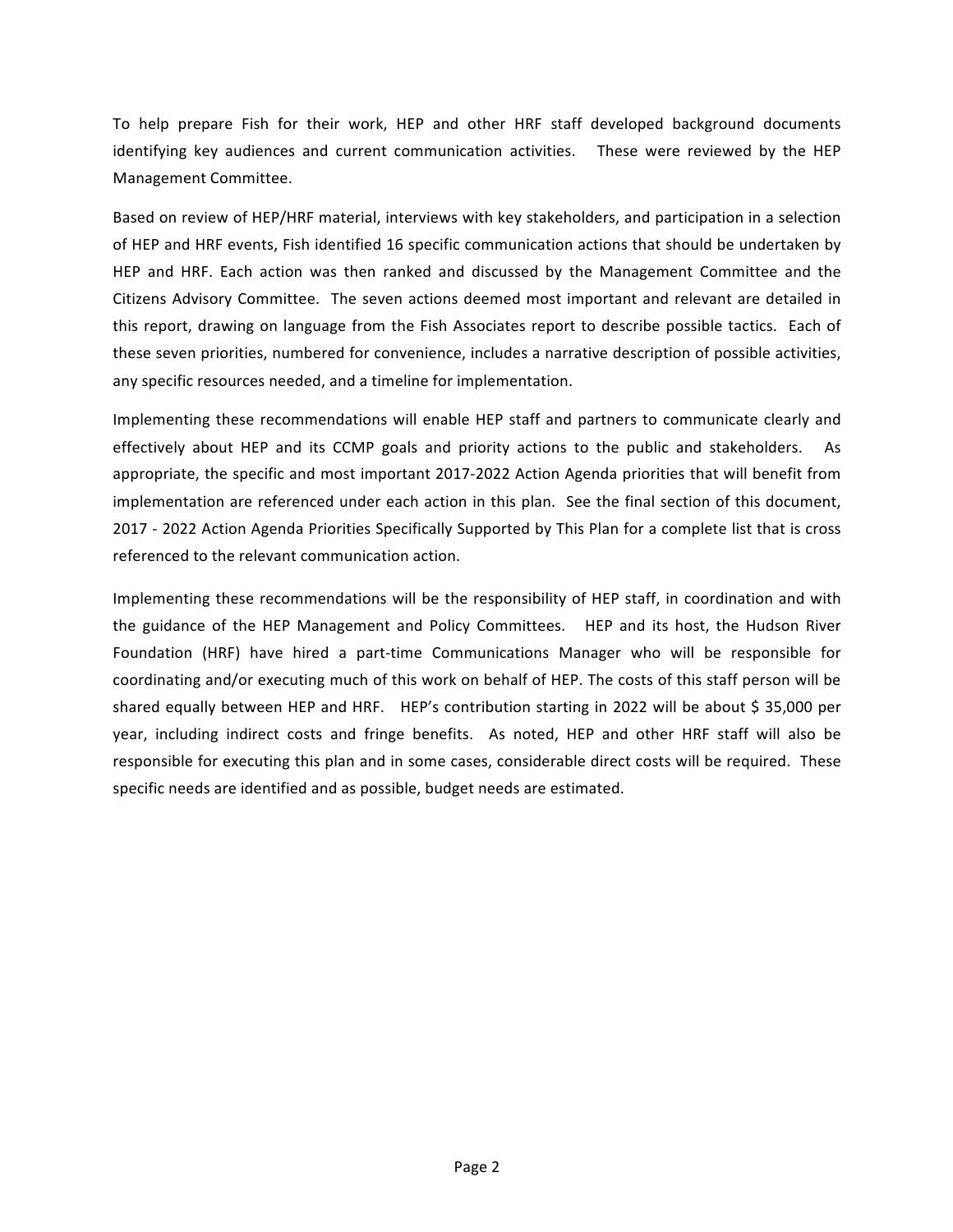To help prepare Fish for their work, HEP and other HRF staff developed background documents identifying key audiences and current communication activities. These were reviewed by the HEP Management Committee.

Based on review of HEP/HRF material, interviews with key stakeholders, and participation in a selection of HEP and HRF events, Fish identified 16 specific communication actions that should be undertaken by HEP and HRF. Each action was then ranked and discussed by the Management Committee and the Citizens Advisory Committee. The seven actions deemed most important and relevant are detailed in this report, drawing on language from the Fish Associates report to describe possible tactics. Each of these seven priorities, numbered for convenience, includes a narrative description of possible activities, any specific resources needed, and a timeline for implementation.

Implementing these recommendations will enable HEP staff and partners to communicate clearly and effectively about HEP and its CCMP goals and priority actions to the public and stakeholders. As appropriate, the specific and most important 2017-2022 Action Agenda priorities that will benefit from implementation are referenced under each action in this plan. See the final section of this document, 2017 - 2022 Action Agenda Priorities Specifically Supported by This Plan for a complete list that is cross referenced to the relevant communication action.

Implementing these recommendations will be the responsibility of HEP staff, in coordination and with the guidance of the HEP Management and Policy Committees. HEP and its host, the Hudson River Foundation (HRF) have hired a part-time Communications Manager who will be responsible for coordinating and/or executing much of this work on behalf of HEP. The costs of this staff person will be shared equally between HEP and HRF. HEP's contribution starting in 2022 will be about $ 35,000 per year, including indirect costs and fringe benefits. As noted, HEP and other HRF staff will also be responsible for executing this plan and in some cases, considerable direct costs will be required. These specific needs are identified and as possible, budget needs are estimated.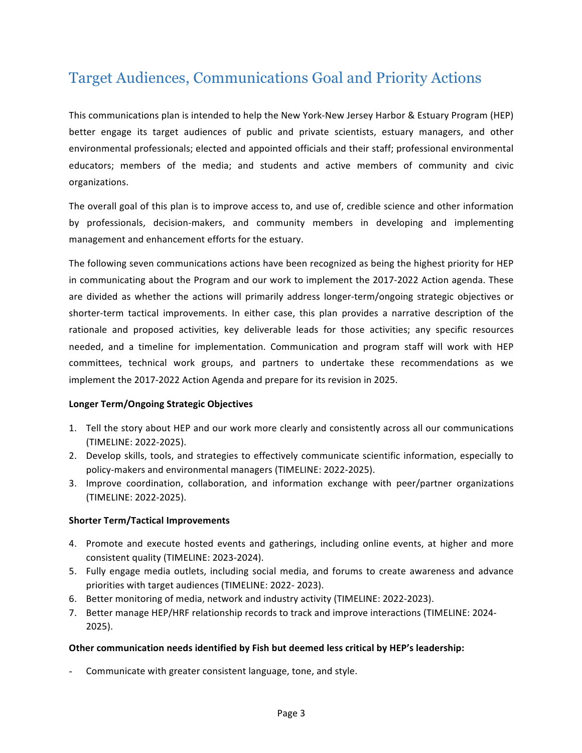# Target Audiences, Communications Goal and Priority Actions

This communications plan is intended to help the New York-New Jersey Harbor & Estuary Program (HEP) better engage its target audiences of public and private scientists, estuary managers, and other environmental professionals; elected and appointed officials and their staff; professional environmental educators; members of the media; and students and active members of community and civic organizations.

The overall goal of this plan is to improve access to, and use of, credible science and other information by professionals, decision-makers, and community members in developing and implementing management and enhancement efforts for the estuary.

The following seven communications actions have been recognized as being the highest priority for HEP in communicating about the Program and our work to implement the 2017-2022 Action agenda. These are divided as whether the actions will primarily address longer-term/ongoing strategic objectives or shorter-term tactical improvements. In either case, this plan provides a narrative description of the rationale and proposed activities, key deliverable leads for those activities; any specific resources needed, and a timeline for implementation. Communication and program staff will work with HEP committees, technical work groups, and partners to undertake these recommendations as we implement the 2017-2022 Action Agenda and prepare for its revision in 2025.

**Longer Term/Ongoing Strategic Objectives**

1. Tell the story about HEP and our work more clearly and consistently across all our communications (TIMELINE: 2022-2025).
2. Develop skills, tools, and strategies to effectively communicate scientific information, especially to policy-makers and environmental managers (TIMELINE: 2022-2025).
3. Improve coordination, collaboration, and information exchange with peer/partner organizations (TIMELINE: 2022-2025).

**Shorter Term/Tactical Improvements**

4. Promote and execute hosted events and gatherings, including online events, at higher and more consistent quality (TIMELINE: 2023-2024).
5. Fully engage media outlets, including social media, and forums to create awareness and advance priorities with target audiences (TIMELINE: 2022- 2023).
6. Better monitoring of media, network and industry activity (TIMELINE: 2022-2023).
7. Better manage HEP/HRF relationship records to track and improve interactions (TIMELINE: 2024-2025).

**Other communication needs identified by Fish but deemed less critical by HEP's leadership:**

- Communicate with greater consistent language, tone, and style.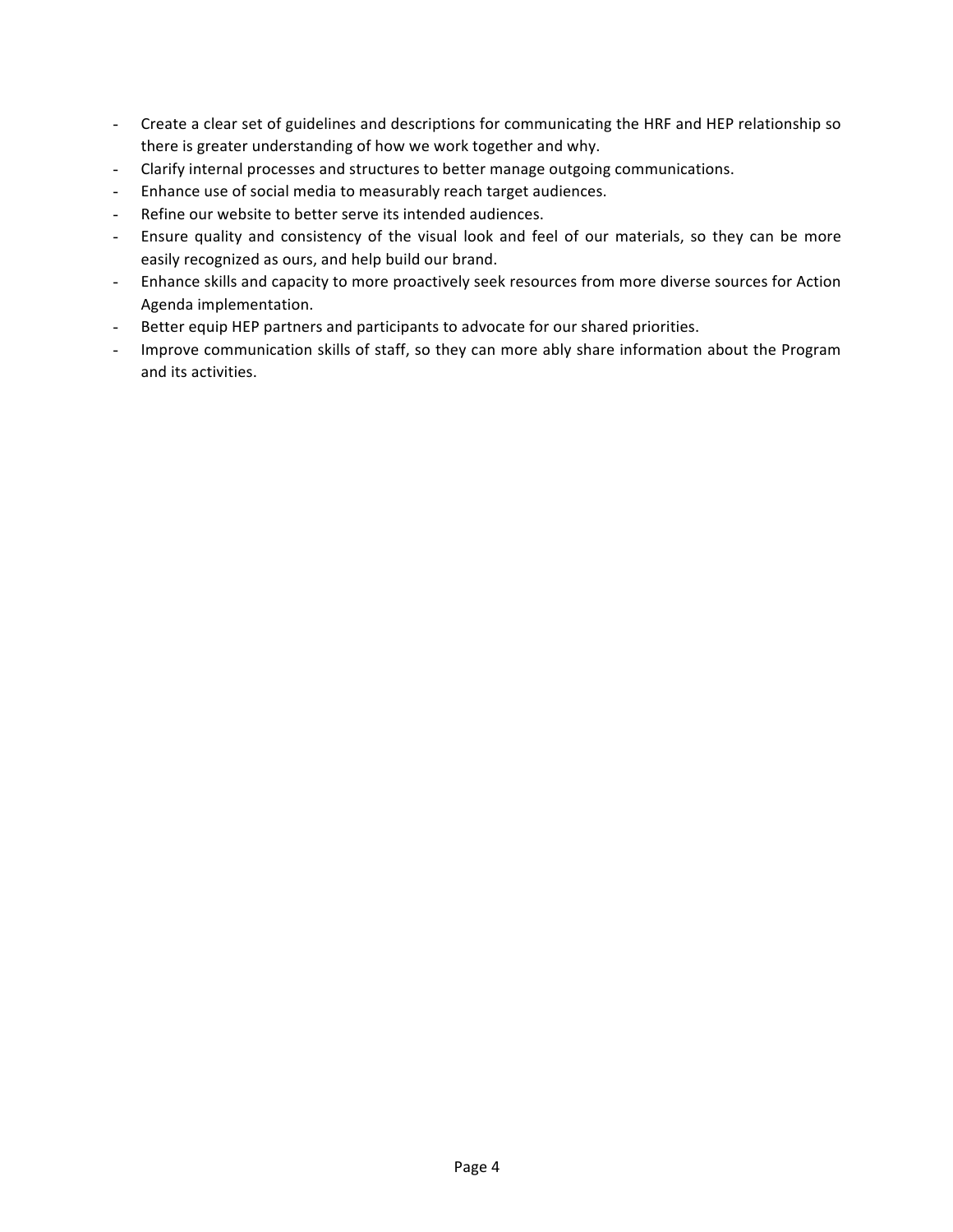- Create a clear set of guidelines and descriptions for communicating the HRF and HEP relationship so there is greater understanding of how we work together and why.
- Clarify internal processes and structures to better manage outgoing communications.
- Enhance use of social media to measurably reach target audiences.
- Refine our website to better serve its intended audiences.
- Ensure quality and consistency of the visual look and feel of our materials, so they can be more easily recognized as ours, and help build our brand.
- Enhance skills and capacity to more proactively seek resources from more diverse sources for Action Agenda implementation.
- Better equip HEP partners and participants to advocate for our shared priorities.
- Improve communication skills of staff, so they can more ably share information about the Program and its activities.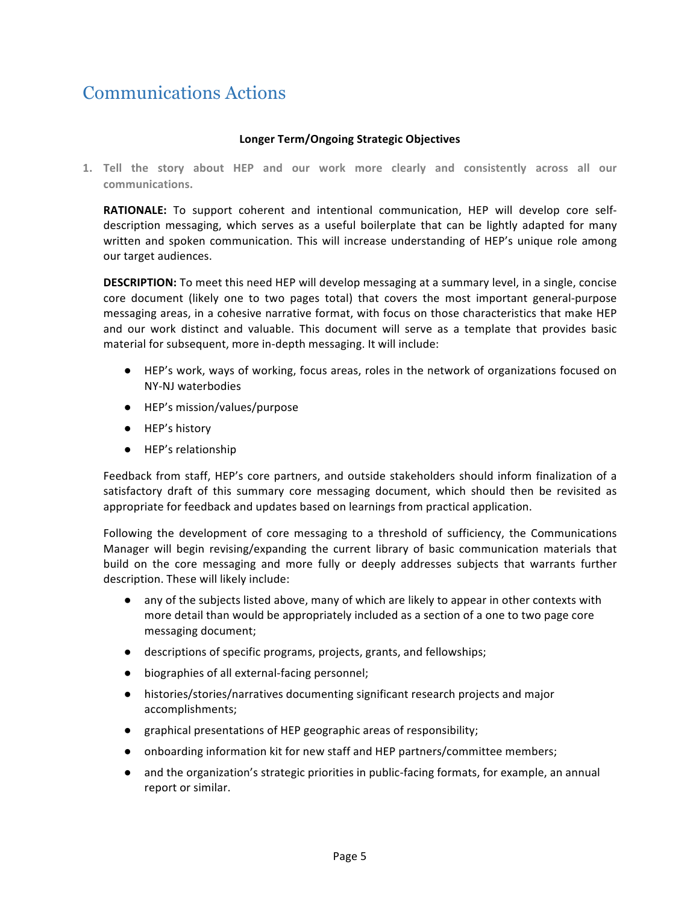# Communications Actions

**Longer Term/Ongoing Strategic Objectives**

1. **Tell the story about HEP and our work more clearly and consistently across all our communications.**

   **RATIONALE:** To support coherent and intentional communication, HEP will develop core self-description messaging, which serves as a useful boilerplate that can be lightly adapted for many written and spoken communication. This will increase understanding of HEP's unique role among our target audiences.

   **DESCRIPTION:** To meet this need HEP will develop messaging at a summary level, in a single, concise core document (likely one to two pages total) that covers the most important general-purpose messaging areas, in a cohesive narrative format, with focus on those characteristics that make HEP and our work distinct and valuable. This document will serve as a template that provides basic material for subsequent, more in-depth messaging. It will include:

   - HEP's work, ways of working, focus areas, roles in the network of organizations focused on NY-NJ waterbodies
   - HEP's mission/values/purpose
   - HEP's history
   - HEP's relationship

   Feedback from staff, HEP's core partners, and outside stakeholders should inform finalization of a satisfactory draft of this summary core messaging document, which should then be revisited as appropriate for feedback and updates based on learnings from practical application.

   Following the development of core messaging to a threshold of sufficiency, the Communications Manager will begin revising/expanding the current library of basic communication materials that build on the core messaging and more fully or deeply addresses subjects that warrants further description. These will likely include:

   - any of the subjects listed above, many of which are likely to appear in other contexts with more detail than would be appropriately included as a section of a one to two page core messaging document;
   - descriptions of specific programs, projects, grants, and fellowships;
   - biographies of all external-facing personnel;
   - histories/stories/narratives documenting significant research projects and major accomplishments;
   - graphical presentations of HEP geographic areas of responsibility;
   - onboarding information kit for new staff and HEP partners/committee members;
   - and the organization's strategic priorities in public-facing formats, for example, an annual report or similar.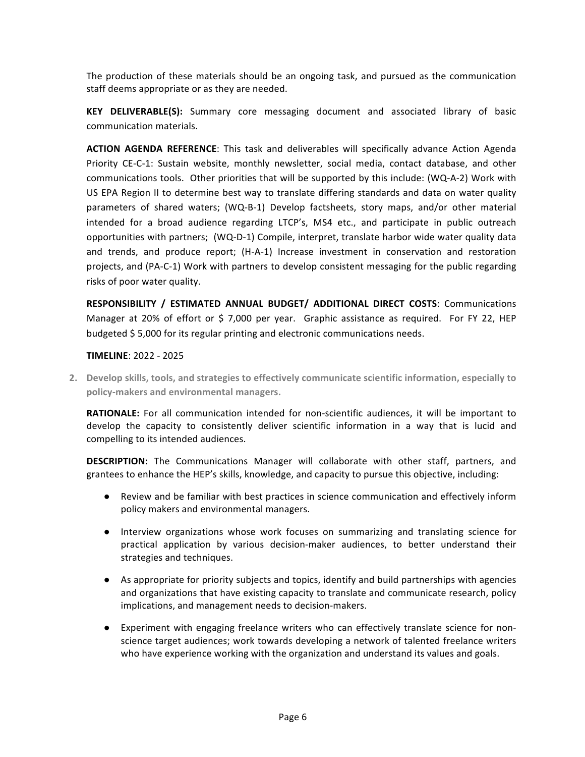The production of these materials should be an ongoing task, and pursued as the communication staff deems appropriate or as they are needed.

**KEY DELIVERABLE(S):** Summary core messaging document and associated library of basic communication materials.

**ACTION AGENDA REFERENCE**: This task and deliverables will specifically advance Action Agenda Priority CE-C-1: Sustain website, monthly newsletter, social media, contact database, and other communications tools. Other priorities that will be supported by this include: (WQ-A-2) Work with US EPA Region II to determine best way to translate differing standards and data on water quality parameters of shared waters; (WQ-B-1) Develop factsheets, story maps, and/or other material intended for a broad audience regarding LTCP's, MS4 etc., and participate in public outreach opportunities with partners; (WQ-D-1) Compile, interpret, translate harbor wide water quality data and trends, and produce report; (H-A-1) Increase investment in conservation and restoration projects, and (PA-C-1) Work with partners to develop consistent messaging for the public regarding risks of poor water quality.

**RESPONSIBILITY / ESTIMATED ANNUAL BUDGET/ ADDITIONAL DIRECT COSTS**: Communications Manager at 20% of effort or $ 7,000 per year. Graphic assistance as required. For FY 22, HEP budgeted $ 5,000 for its regular printing and electronic communications needs.

**TIMELINE**: 2022 - 2025

2. **Develop skills, tools, and strategies to effectively communicate scientific information, especially to policy-makers and environmental managers.**

**RATIONALE:** For all communication intended for non-scientific audiences, it will be important to develop the capacity to consistently deliver scientific information in a way that is lucid and compelling to its intended audiences.

**DESCRIPTION:** The Communications Manager will collaborate with other staff, partners, and grantees to enhance the HEP's skills, knowledge, and capacity to pursue this objective, including:

- Review and be familiar with best practices in science communication and effectively inform policy makers and environmental managers.
- Interview organizations whose work focuses on summarizing and translating science for practical application by various decision-maker audiences, to better understand their strategies and techniques.
- As appropriate for priority subjects and topics, identify and build partnerships with agencies and organizations that have existing capacity to translate and communicate research, policy implications, and management needs to decision-makers.
- Experiment with engaging freelance writers who can effectively translate science for non-science target audiences; work towards developing a network of talented freelance writers who have experience working with the organization and understand its values and goals.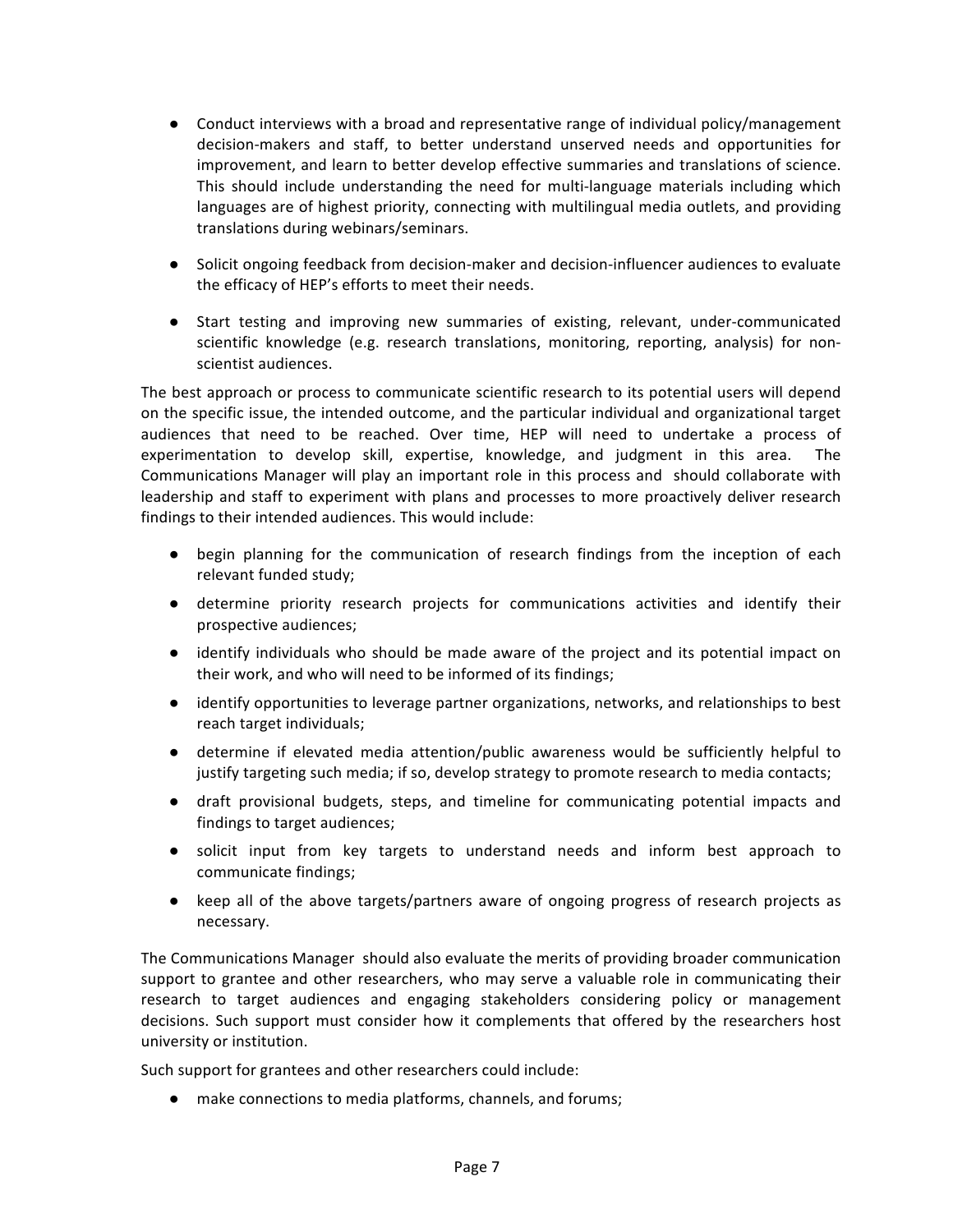- Conduct interviews with a broad and representative range of individual policy/management decision-makers and staff, to better understand unserved needs and opportunities for improvement, and learn to better develop effective summaries and translations of science. This should include understanding the need for multi-language materials including which languages are of highest priority, connecting with multilingual media outlets, and providing translations during webinars/seminars.

- Solicit ongoing feedback from decision-maker and decision-influencer audiences to evaluate the efficacy of HEP's efforts to meet their needs.

- Start testing and improving new summaries of existing, relevant, under-communicated scientific knowledge (e.g. research translations, monitoring, reporting, analysis) for non-scientist audiences.

The best approach or process to communicate scientific research to its potential users will depend on the specific issue, the intended outcome, and the particular individual and organizational target audiences that need to be reached. Over time, HEP will need to undertake a process of experimentation to develop skill, expertise, knowledge, and judgment in this area. The Communications Manager will play an important role in this process and should collaborate with leadership and staff to experiment with plans and processes to more proactively deliver research findings to their intended audiences. This would include:

- begin planning for the communication of research findings from the inception of each relevant funded study;
- determine priority research projects for communications activities and identify their prospective audiences;
- identify individuals who should be made aware of the project and its potential impact on their work, and who will need to be informed of its findings;
- identify opportunities to leverage partner organizations, networks, and relationships to best reach target individuals;
- determine if elevated media attention/public awareness would be sufficiently helpful to justify targeting such media; if so, develop strategy to promote research to media contacts;
- draft provisional budgets, steps, and timeline for communicating potential impacts and findings to target audiences;
- solicit input from key targets to understand needs and inform best approach to communicate findings;
- keep all of the above targets/partners aware of ongoing progress of research projects as necessary.

The Communications Manager should also evaluate the merits of providing broader communication support to grantee and other researchers, who may serve a valuable role in communicating their research to target audiences and engaging stakeholders considering policy or management decisions. Such support must consider how it complements that offered by the researchers host university or institution.

Such support for grantees and other researchers could include:

- make connections to media platforms, channels, and forums;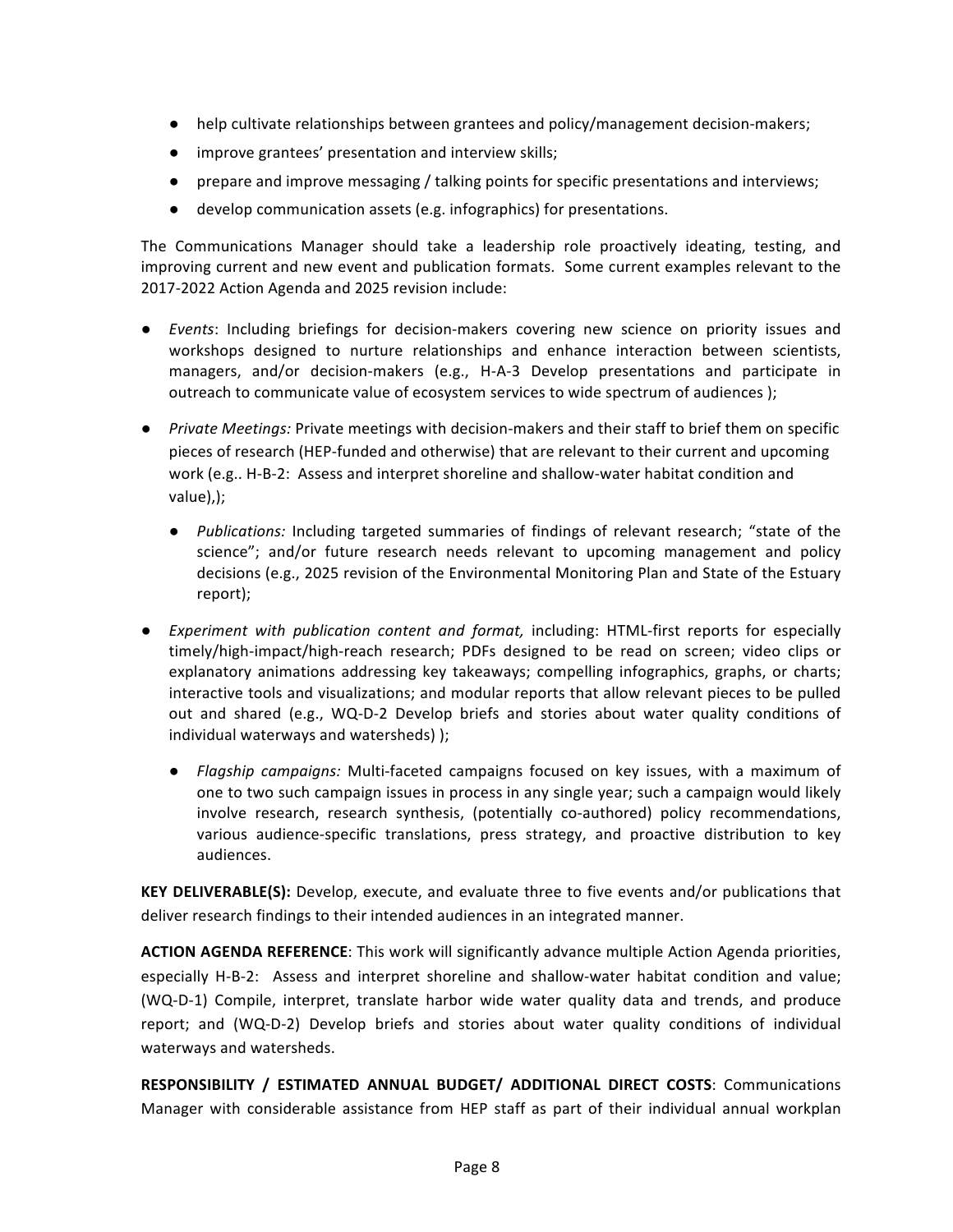- help cultivate relationships between grantees and policy/management decision-makers;
- improve grantees' presentation and interview skills;
- prepare and improve messaging / talking points for specific presentations and interviews;
- develop communication assets (e.g. infographics) for presentations.

The Communications Manager should take a leadership role proactively ideating, testing, and improving current and new event and publication formats. Some current examples relevant to the 2017-2022 Action Agenda and 2025 revision include:

- *Events*: Including briefings for decision-makers covering new science on priority issues and workshops designed to nurture relationships and enhance interaction between scientists, managers, and/or decision-makers (e.g., H-A-3 Develop presentations and participate in outreach to communicate value of ecosystem services to wide spectrum of audiences );
- *Private Meetings:* Private meetings with decision-makers and their staff to brief them on specific pieces of research (HEP-funded and otherwise) that are relevant to their current and upcoming work (e.g.. H-B-2: Assess and interpret shoreline and shallow-water habitat condition and value),);
    - *Publications:* Including targeted summaries of findings of relevant research; "state of the science"; and/or future research needs relevant to upcoming management and policy decisions (e.g., 2025 revision of the Environmental Monitoring Plan and State of the Estuary report);
- *Experiment with publication content and format,* including: HTML-first reports for especially timely/high-impact/high-reach research; PDFs designed to be read on screen; video clips or explanatory animations addressing key takeaways; compelling infographics, graphs, or charts; interactive tools and visualizations; and modular reports that allow relevant pieces to be pulled out and shared (e.g., WQ-D-2 Develop briefs and stories about water quality conditions of individual waterways and watersheds) );
    - *Flagship campaigns:* Multi-faceted campaigns focused on key issues, with a maximum of one to two such campaign issues in process in any single year; such a campaign would likely involve research, research synthesis, (potentially co-authored) policy recommendations, various audience-specific translations, press strategy, and proactive distribution to key audiences.

**KEY DELIVERABLE(S):** Develop, execute, and evaluate three to five events and/or publications that deliver research findings to their intended audiences in an integrated manner.

**ACTION AGENDA REFERENCE**: This work will significantly advance multiple Action Agenda priorities, especially H-B-2: Assess and interpret shoreline and shallow-water habitat condition and value; (WQ-D-1) Compile, interpret, translate harbor wide water quality data and trends, and produce report; and (WQ-D-2) Develop briefs and stories about water quality conditions of individual waterways and watersheds.

**RESPONSIBILITY / ESTIMATED ANNUAL BUDGET/ ADDITIONAL DIRECT COSTS**: Communications Manager with considerable assistance from HEP staff as part of their individual annual workplan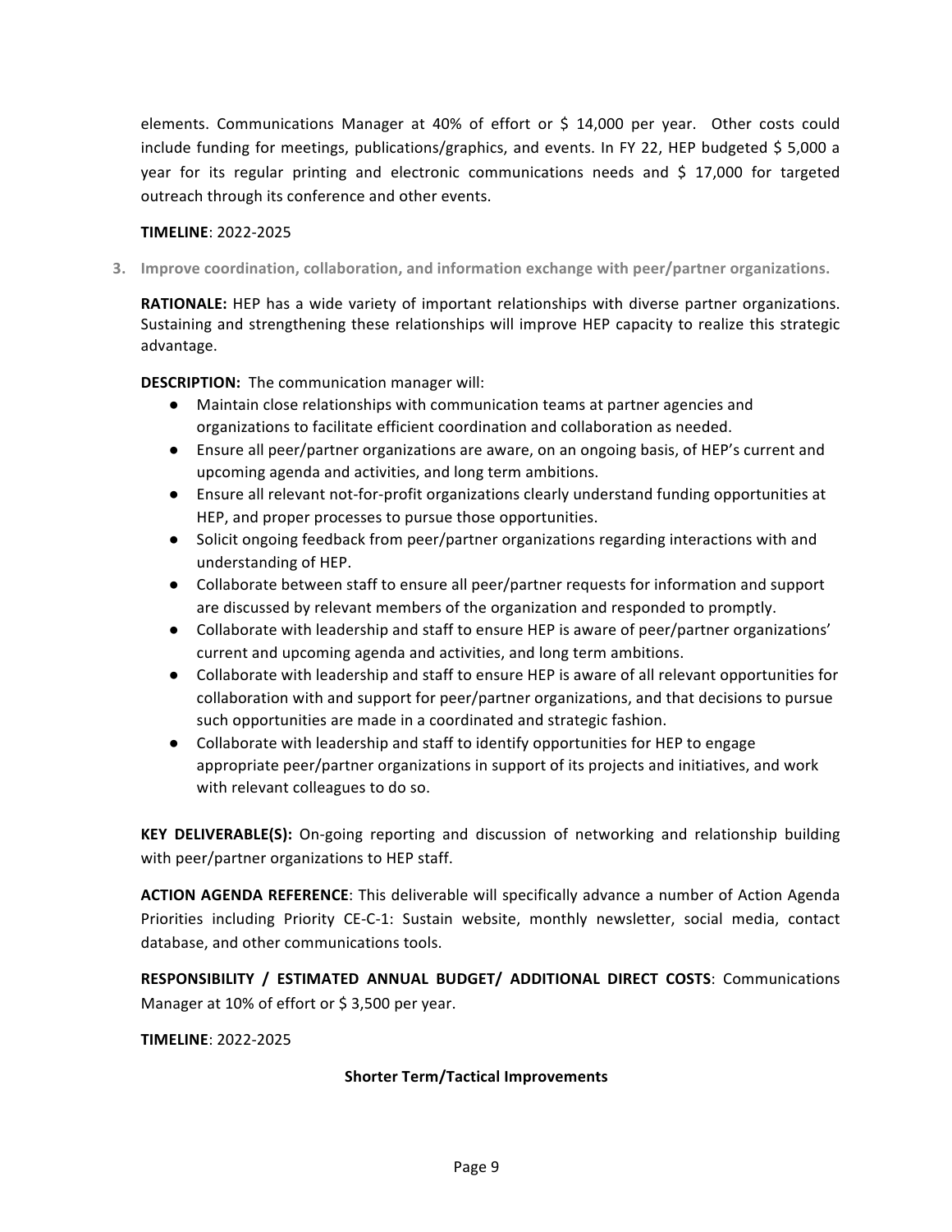elements. Communications Manager at 40% of effort or $ 14,000 per year. Other costs could include funding for meetings, publications/graphics, and events. In FY 22, HEP budgeted $ 5,000 a year for its regular printing and electronic communications needs and $ 17,000 for targeted outreach through its conference and other events.

**TIMELINE**: 2022-2025

3. **Improve coordination, collaboration, and information exchange with peer/partner organizations.**

**RATIONALE:** HEP has a wide variety of important relationships with diverse partner organizations. Sustaining and strengthening these relationships will improve HEP capacity to realize this strategic advantage.

**DESCRIPTION:** The communication manager will:

- Maintain close relationships with communication teams at partner agencies and organizations to facilitate efficient coordination and collaboration as needed.
- Ensure all peer/partner organizations are aware, on an ongoing basis, of HEP's current and upcoming agenda and activities, and long term ambitions.
- Ensure all relevant not-for-profit organizations clearly understand funding opportunities at HEP, and proper processes to pursue those opportunities.
- Solicit ongoing feedback from peer/partner organizations regarding interactions with and understanding of HEP.
- Collaborate between staff to ensure all peer/partner requests for information and support are discussed by relevant members of the organization and responded to promptly.
- Collaborate with leadership and staff to ensure HEP is aware of peer/partner organizations' current and upcoming agenda and activities, and long term ambitions.
- Collaborate with leadership and staff to ensure HEP is aware of all relevant opportunities for collaboration with and support for peer/partner organizations, and that decisions to pursue such opportunities are made in a coordinated and strategic fashion.
- Collaborate with leadership and staff to identify opportunities for HEP to engage appropriate peer/partner organizations in support of its projects and initiatives, and work with relevant colleagues to do so.

**KEY DELIVERABLE(S):** On-going reporting and discussion of networking and relationship building with peer/partner organizations to HEP staff.

**ACTION AGENDA REFERENCE**: This deliverable will specifically advance a number of Action Agenda Priorities including Priority CE-C-1: Sustain website, monthly newsletter, social media, contact database, and other communications tools.

**RESPONSIBILITY / ESTIMATED ANNUAL BUDGET/ ADDITIONAL DIRECT COSTS**: Communications Manager at 10% of effort or $ 3,500 per year.

**TIMELINE**: 2022-2025

### Shorter Term/Tactical Improvements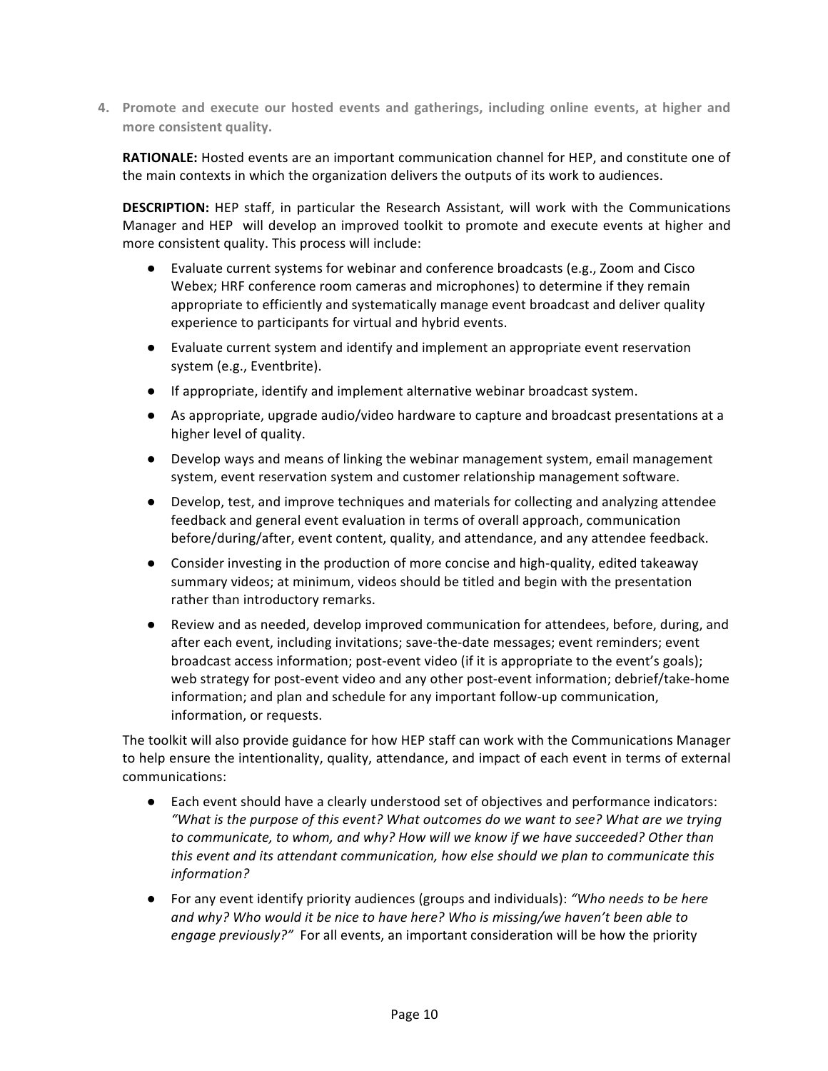4. **Promote and execute our hosted events and gatherings, including online events, at higher and more consistent quality.**

   **RATIONALE:** Hosted events are an important communication channel for HEP, and constitute one of the main contexts in which the organization delivers the outputs of its work to audiences.

   **DESCRIPTION:** HEP staff, in particular the Research Assistant, will work with the Communications Manager and HEP will develop an improved toolkit to promote and execute events at higher and more consistent quality. This process will include:

   - Evaluate current systems for webinar and conference broadcasts (e.g., Zoom and Cisco Webex; HRF conference room cameras and microphones) to determine if they remain appropriate to efficiently and systematically manage event broadcast and deliver quality experience to participants for virtual and hybrid events.
   - Evaluate current system and identify and implement an appropriate event reservation system (e.g., Eventbrite).
   - If appropriate, identify and implement alternative webinar broadcast system.
   - As appropriate, upgrade audio/video hardware to capture and broadcast presentations at a higher level of quality.
   - Develop ways and means of linking the webinar management system, email management system, event reservation system and customer relationship management software.
   - Develop, test, and improve techniques and materials for collecting and analyzing attendee feedback and general event evaluation in terms of overall approach, communication before/during/after, event content, quality, and attendance, and any attendee feedback.
   - Consider investing in the production of more concise and high-quality, edited takeaway summary videos; at minimum, videos should be titled and begin with the presentation rather than introductory remarks.
   - Review and as needed, develop improved communication for attendees, before, during, and after each event, including invitations; save-the-date messages; event reminders; event broadcast access information; post-event video (if it is appropriate to the event's goals); web strategy for post-event video and any other post-event information; debrief/take-home information; and plan and schedule for any important follow-up communication, information, or requests.

   The toolkit will also provide guidance for how HEP staff can work with the Communications Manager to help ensure the intentionality, quality, attendance, and impact of each event in terms of external communications:

   - Each event should have a clearly understood set of objectives and performance indicators: *"What is the purpose of this event? What outcomes do we want to see? What are we trying to communicate, to whom, and why? How will we know if we have succeeded? Other than this event and its attendant communication, how else should we plan to communicate this information?*
   - For any event identify priority audiences (groups and individuals): *"Who needs to be here and why? Who would it be nice to have here? Who is missing/we haven't been able to engage previously?"* For all events, an important consideration will be how the priority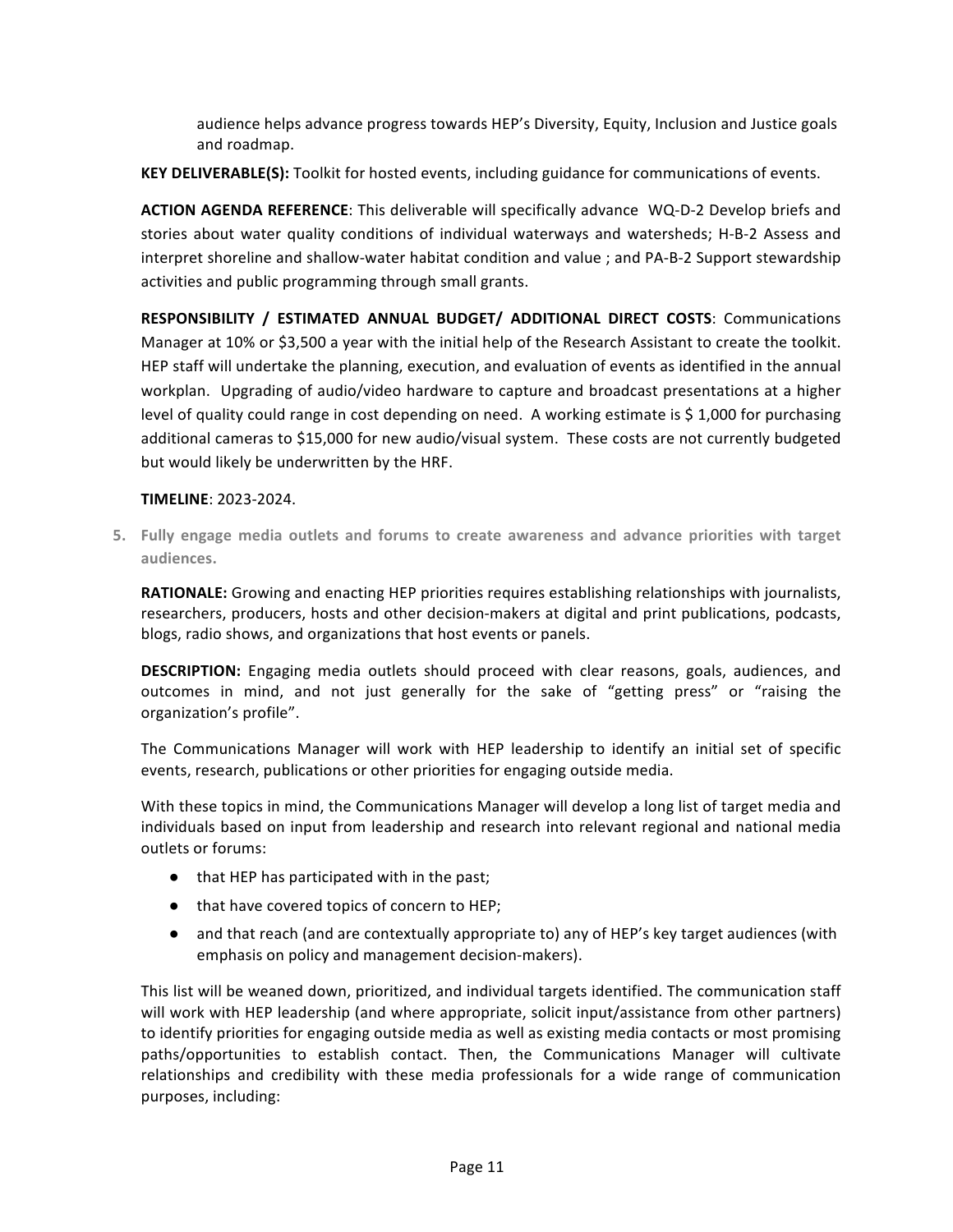audience helps advance progress towards HEP's Diversity, Equity, Inclusion and Justice goals and roadmap.

**KEY DELIVERABLE(S):** Toolkit for hosted events, including guidance for communications of events.

**ACTION AGENDA REFERENCE**: This deliverable will specifically advance WQ-D-2 Develop briefs and stories about water quality conditions of individual waterways and watersheds; H-B-2 Assess and interpret shoreline and shallow-water habitat condition and value ; and PA-B-2 Support stewardship activities and public programming through small grants.

**RESPONSIBILITY / ESTIMATED ANNUAL BUDGET/ ADDITIONAL DIRECT COSTS**: Communications Manager at 10% or $3,500 a year with the initial help of the Research Assistant to create the toolkit. HEP staff will undertake the planning, execution, and evaluation of events as identified in the annual workplan. Upgrading of audio/video hardware to capture and broadcast presentations at a higher level of quality could range in cost depending on need. A working estimate is $ 1,000 for purchasing additional cameras to $15,000 for new audio/visual system. These costs are not currently budgeted but would likely be underwritten by the HRF.

**TIMELINE**: 2023-2024.

5. **Fully engage media outlets and forums to create awareness and advance priorities with target audiences.**

**RATIONALE:** Growing and enacting HEP priorities requires establishing relationships with journalists, researchers, producers, hosts and other decision-makers at digital and print publications, podcasts, blogs, radio shows, and organizations that host events or panels.

**DESCRIPTION:** Engaging media outlets should proceed with clear reasons, goals, audiences, and outcomes in mind, and not just generally for the sake of "getting press" or "raising the organization's profile".

The Communications Manager will work with HEP leadership to identify an initial set of specific events, research, publications or other priorities for engaging outside media.

With these topics in mind, the Communications Manager will develop a long list of target media and individuals based on input from leadership and research into relevant regional and national media outlets or forums:

- that HEP has participated with in the past;
- that have covered topics of concern to HEP;
- and that reach (and are contextually appropriate to) any of HEP's key target audiences (with emphasis on policy and management decision-makers).

This list will be weaned down, prioritized, and individual targets identified. The communication staff will work with HEP leadership (and where appropriate, solicit input/assistance from other partners) to identify priorities for engaging outside media as well as existing media contacts or most promising paths/opportunities to establish contact. Then, the Communications Manager will cultivate relationships and credibility with these media professionals for a wide range of communication purposes, including: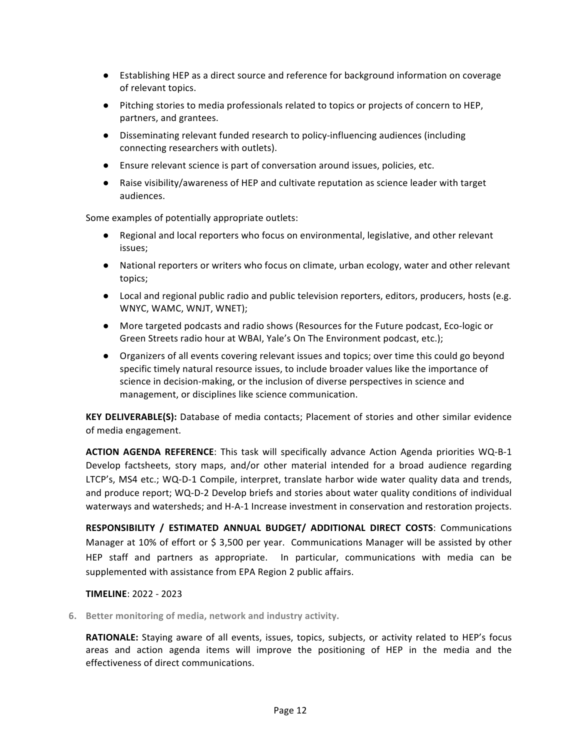- Establishing HEP as a direct source and reference for background information on coverage of relevant topics.
- Pitching stories to media professionals related to topics or projects of concern to HEP, partners, and grantees.
- Disseminating relevant funded research to policy-influencing audiences (including connecting researchers with outlets).
- Ensure relevant science is part of conversation around issues, policies, etc.
- Raise visibility/awareness of HEP and cultivate reputation as science leader with target audiences.

Some examples of potentially appropriate outlets:

- Regional and local reporters who focus on environmental, legislative, and other relevant issues;
- National reporters or writers who focus on climate, urban ecology, water and other relevant topics;
- Local and regional public radio and public television reporters, editors, producers, hosts (e.g. WNYC, WAMC, WNJT, WNET);
- More targeted podcasts and radio shows (Resources for the Future podcast, Eco-logic or Green Streets radio hour at WBAI, Yale's On The Environment podcast, etc.);
- Organizers of all events covering relevant issues and topics; over time this could go beyond specific timely natural resource issues, to include broader values like the importance of science in decision-making, or the inclusion of diverse perspectives in science and management, or disciplines like science communication.

**KEY DELIVERABLE(S):** Database of media contacts; Placement of stories and other similar evidence of media engagement.

**ACTION AGENDA REFERENCE**: This task will specifically advance Action Agenda priorities WQ-B-1 Develop factsheets, story maps, and/or other material intended for a broad audience regarding LTCP's, MS4 etc.; WQ-D-1 Compile, interpret, translate harbor wide water quality data and trends, and produce report; WQ-D-2 Develop briefs and stories about water quality conditions of individual waterways and watersheds; and H-A-1 Increase investment in conservation and restoration projects.

**RESPONSIBILITY / ESTIMATED ANNUAL BUDGET/ ADDITIONAL DIRECT COSTS**: Communications Manager at 10% of effort or $ 3,500 per year. Communications Manager will be assisted by other HEP staff and partners as appropriate. In particular, communications with media can be supplemented with assistance from EPA Region 2 public affairs.

**TIMELINE**: 2022 - 2023

6. **Better monitoring of media, network and industry activity.**

**RATIONALE:** Staying aware of all events, issues, topics, subjects, or activity related to HEP's focus areas and action agenda items will improve the positioning of HEP in the media and the effectiveness of direct communications.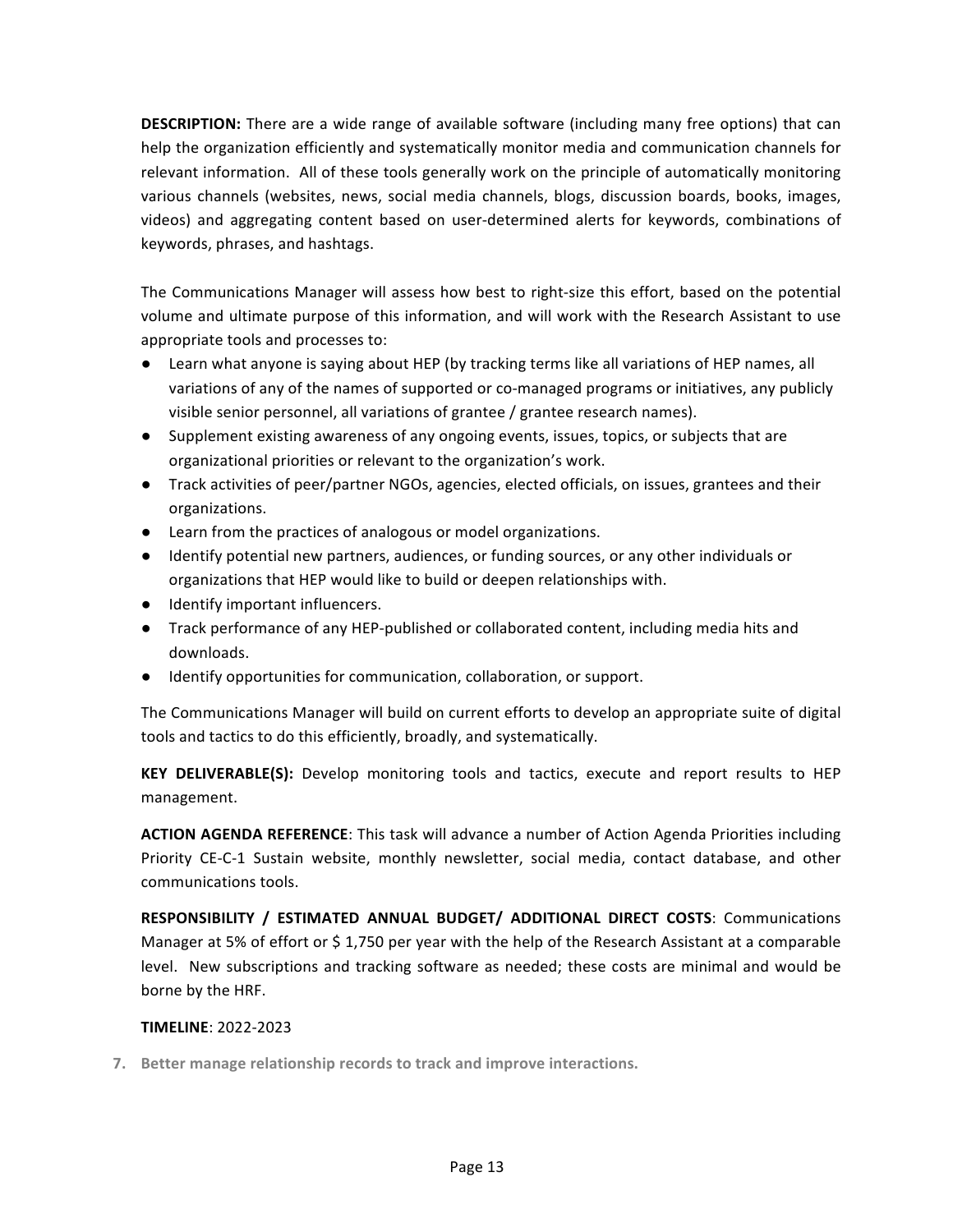**DESCRIPTION:** There are a wide range of available software (including many free options) that can help the organization efficiently and systematically monitor media and communication channels for relevant information. All of these tools generally work on the principle of automatically monitoring various channels (websites, news, social media channels, blogs, discussion boards, books, images, videos) and aggregating content based on user-determined alerts for keywords, combinations of keywords, phrases, and hashtags.

The Communications Manager will assess how best to right-size this effort, based on the potential volume and ultimate purpose of this information, and will work with the Research Assistant to use appropriate tools and processes to:

- Learn what anyone is saying about HEP (by tracking terms like all variations of HEP names, all variations of any of the names of supported or co-managed programs or initiatives, any publicly visible senior personnel, all variations of grantee / grantee research names).
- Supplement existing awareness of any ongoing events, issues, topics, or subjects that are organizational priorities or relevant to the organization's work.
- Track activities of peer/partner NGOs, agencies, elected officials, on issues, grantees and their organizations.
- Learn from the practices of analogous or model organizations.
- Identify potential new partners, audiences, or funding sources, or any other individuals or organizations that HEP would like to build or deepen relationships with.
- Identify important influencers.
- Track performance of any HEP-published or collaborated content, including media hits and downloads.
- Identify opportunities for communication, collaboration, or support.

The Communications Manager will build on current efforts to develop an appropriate suite of digital tools and tactics to do this efficiently, broadly, and systematically.

**KEY DELIVERABLE(S):** Develop monitoring tools and tactics, execute and report results to HEP management.

**ACTION AGENDA REFERENCE**: This task will advance a number of Action Agenda Priorities including Priority CE-C-1 Sustain website, monthly newsletter, social media, contact database, and other communications tools.

**RESPONSIBILITY / ESTIMATED ANNUAL BUDGET/ ADDITIONAL DIRECT COSTS**: Communications Manager at 5% of effort or $ 1,750 per year with the help of the Research Assistant at a comparable level. New subscriptions and tracking software as needed; these costs are minimal and would be borne by the HRF.

**TIMELINE**: 2022-2023

7. **Better manage relationship records to track and improve interactions.**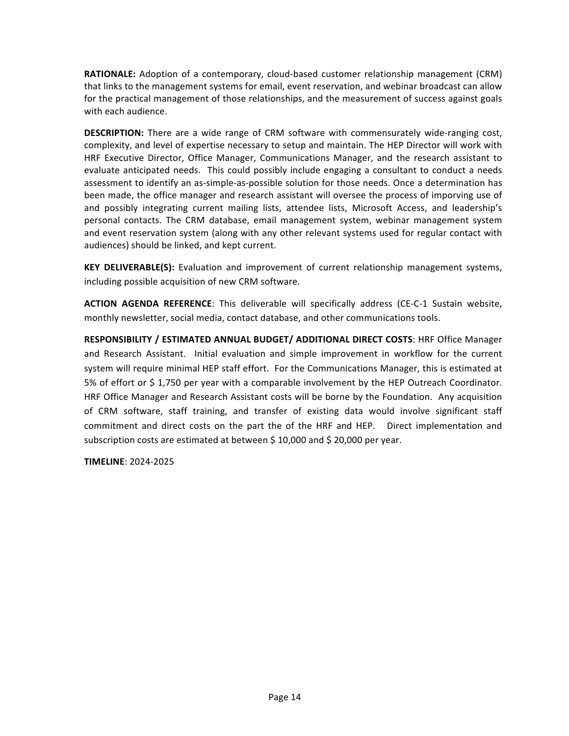**RATIONALE:** Adoption of a contemporary, cloud-based customer relationship management (CRM) that links to the management systems for email, event reservation, and webinar broadcast can allow for the practical management of those relationships, and the measurement of success against goals with each audience.

**DESCRIPTION:** There are a wide range of CRM software with commensurately wide-ranging cost, complexity, and level of expertise necessary to setup and maintain. The HEP Director will work with HRF Executive Director, Office Manager, Communications Manager, and the research assistant to evaluate anticipated needs. This could possibly include engaging a consultant to conduct a needs assessment to identify an as-simple-as-possible solution for those needs. Once a determination has been made, the office manager and research assistant will oversee the process of imporving use of and possibly integrating current mailing lists, attendee lists, Microsoft Access, and leadership's personal contacts. The CRM database, email management system, webinar management system and event reservation system (along with any other relevant systems used for regular contact with audiences) should be linked, and kept current.

**KEY DELIVERABLE(S):** Evaluation and improvement of current relationship management systems, including possible acquisition of new CRM software.

**ACTION AGENDA REFERENCE**: This deliverable will specifically address (CE-C-1 Sustain website, monthly newsletter, social media, contact database, and other communications tools.

**RESPONSIBILITY / ESTIMATED ANNUAL BUDGET/ ADDITIONAL DIRECT COSTS**: HRF Office Manager and Research Assistant. Initial evaluation and simple improvement in workflow for the current system will require minimal HEP staff effort. For the Communications Manager, this is estimated at 5% of effort or $ 1,750 per year with a comparable involvement by the HEP Outreach Coordinator. HRF Office Manager and Research Assistant costs will be borne by the Foundation. Any acquisition of CRM software, staff training, and transfer of existing data would involve significant staff commitment and direct costs on the part the of the HRF and HEP. Direct implementation and subscription costs are estimated at between $ 10,000 and $ 20,000 per year.

**TIMELINE**: 2024-2025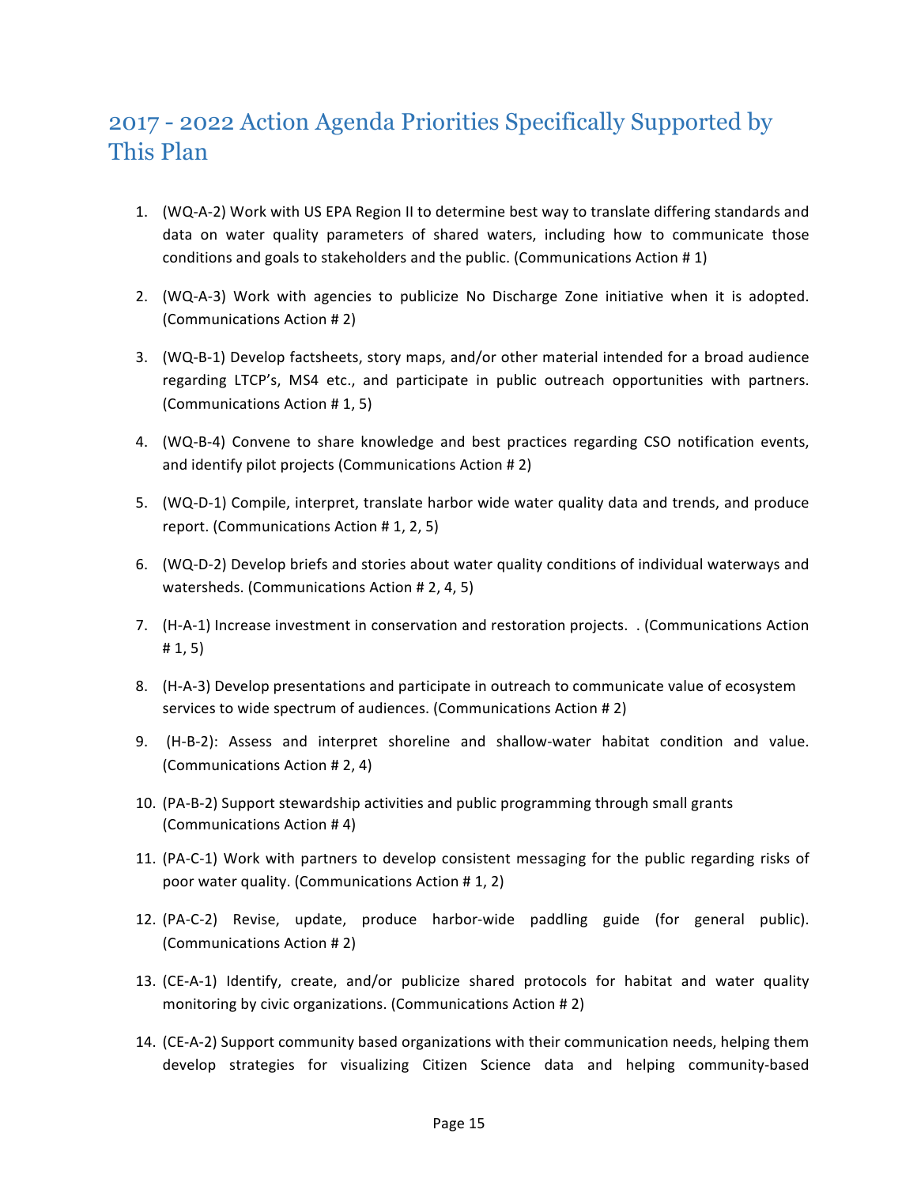## 2017 - 2022 Action Agenda Priorities Specifically Supported by This Plan

1. (WQ-A-2) Work with US EPA Region II to determine best way to translate differing standards and data on water quality parameters of shared waters, including how to communicate those conditions and goals to stakeholders and the public. (Communications Action # 1)
2. (WQ-A-3) Work with agencies to publicize No Discharge Zone initiative when it is adopted. (Communications Action # 2)
3. (WQ-B-1) Develop factsheets, story maps, and/or other material intended for a broad audience regarding LTCP's, MS4 etc., and participate in public outreach opportunities with partners. (Communications Action # 1, 5)
4. (WQ-B-4) Convene to share knowledge and best practices regarding CSO notification events, and identify pilot projects (Communications Action # 2)
5. (WQ-D-1) Compile, interpret, translate harbor wide water quality data and trends, and produce report. (Communications Action # 1, 2, 5)
6. (WQ-D-2) Develop briefs and stories about water quality conditions of individual waterways and watersheds. (Communications Action # 2, 4, 5)
7. (H-A-1) Increase investment in conservation and restoration projects. . (Communications Action # 1, 5)
8. (H-A-3) Develop presentations and participate in outreach to communicate value of ecosystem services to wide spectrum of audiences. (Communications Action # 2)
9. (H-B-2): Assess and interpret shoreline and shallow-water habitat condition and value. (Communications Action # 2, 4)
10. (PA-B-2) Support stewardship activities and public programming through small grants (Communications Action # 4)
11. (PA-C-1) Work with partners to develop consistent messaging for the public regarding risks of poor water quality. (Communications Action # 1, 2)
12. (PA-C-2) Revise, update, produce harbor-wide paddling guide (for general public). (Communications Action # 2)
13. (CE-A-1) Identify, create, and/or publicize shared protocols for habitat and water quality monitoring by civic organizations. (Communications Action # 2)
14. (CE-A-2) Support community based organizations with their communication needs, helping them develop strategies for visualizing Citizen Science data and helping community-based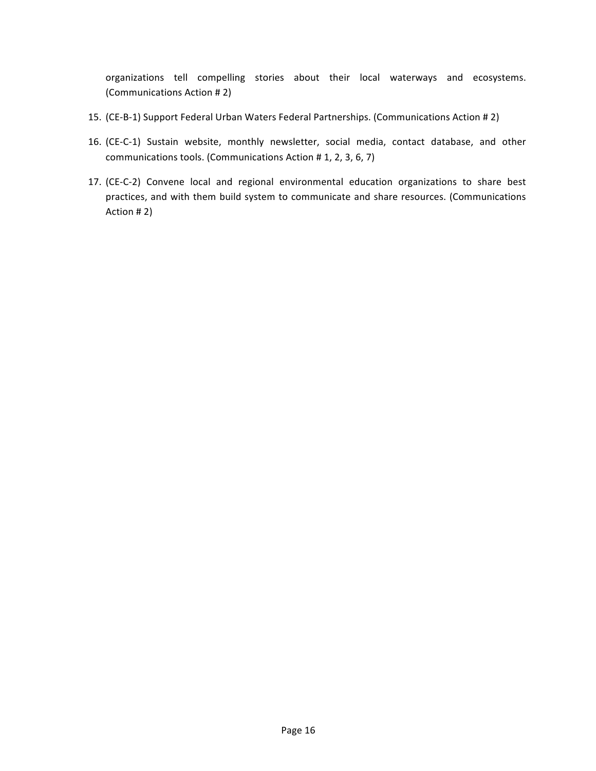organizations tell compelling stories about their local waterways and ecosystems. (Communications Action # 2)

15. (CE-B-1) Support Federal Urban Waters Federal Partnerships. (Communications Action # 2)

16. (CE-C-1) Sustain website, monthly newsletter, social media, contact database, and other communications tools. (Communications Action # 1, 2, 3, 6, 7)

17. (CE-C-2) Convene local and regional environmental education organizations to share best practices, and with them build system to communicate and share resources. (Communications Action # 2)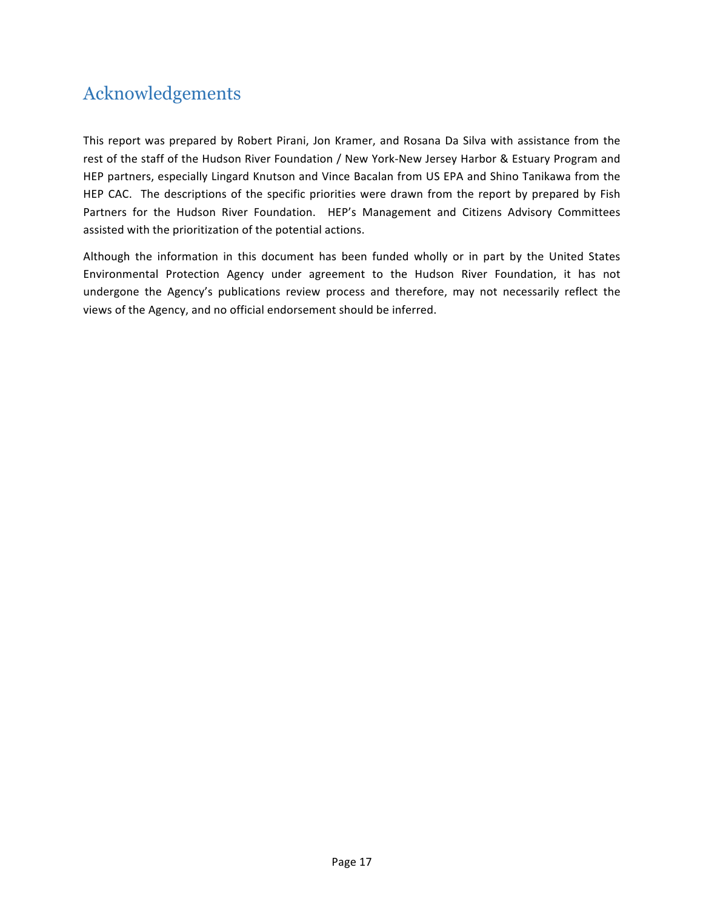## Acknowledgements

This report was prepared by Robert Pirani, Jon Kramer, and Rosana Da Silva with assistance from the rest of the staff of the Hudson River Foundation / New York-New Jersey Harbor & Estuary Program and HEP partners, especially Lingard Knutson and Vince Bacalan from US EPA and Shino Tanikawa from the HEP CAC. The descriptions of the specific priorities were drawn from the report by prepared by Fish Partners for the Hudson River Foundation. HEP's Management and Citizens Advisory Committees assisted with the prioritization of the potential actions.

Although the information in this document has been funded wholly or in part by the United States Environmental Protection Agency under agreement to the Hudson River Foundation, it has not undergone the Agency's publications review process and therefore, may not necessarily reflect the views of the Agency, and no official endorsement should be inferred.